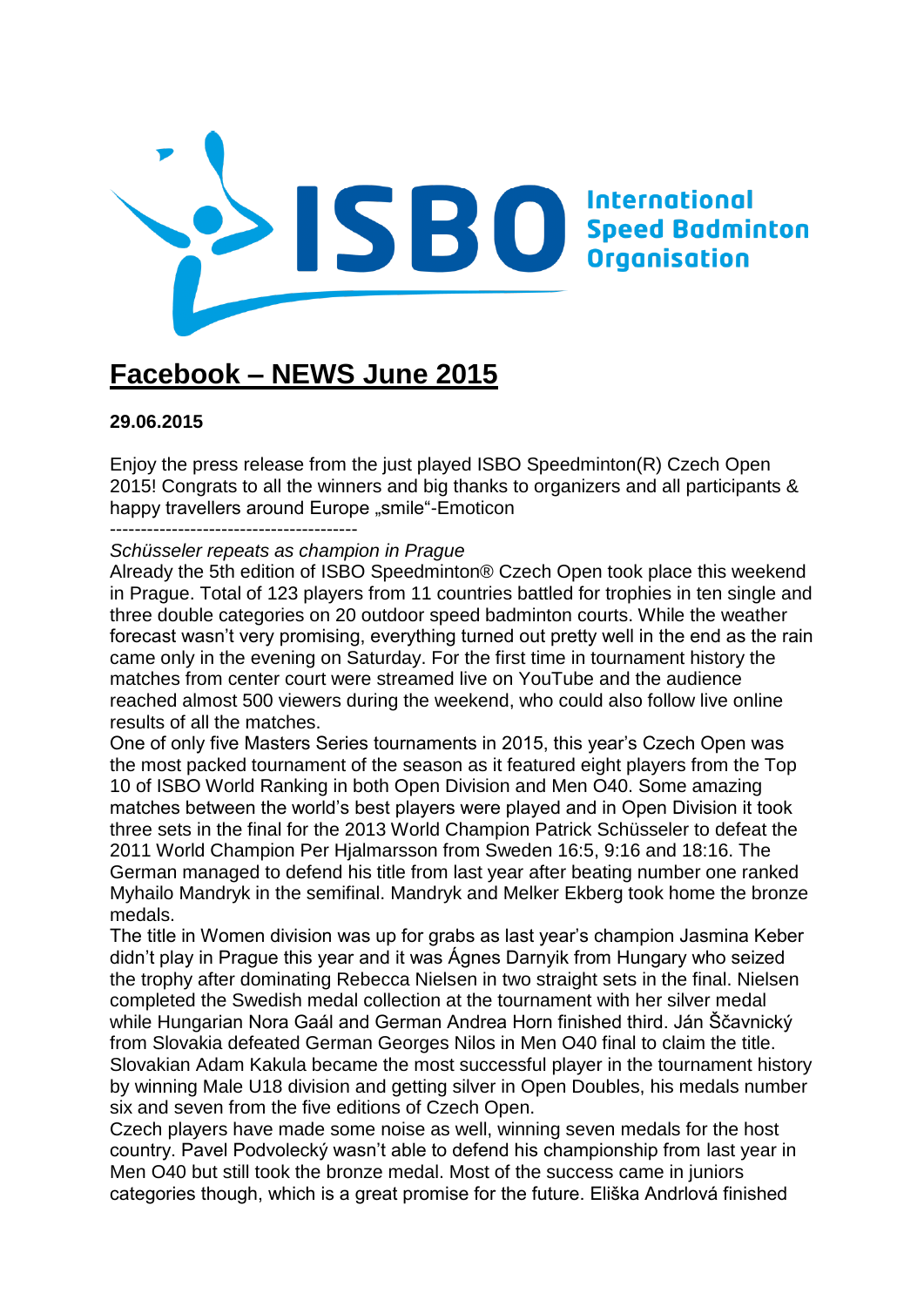ISBO International Speed Badminton Organisation

# Facebook – NEWS June 2015

**29.06.2015**

Enjoy the press release from the just played ISBO Speedminton(R) Czech Open 2015! Congrats to all the winners and big thanks to organizers and all participants & happy travellers around Europe „smile"-Emoticon

----------------------------------------

*Schüsseler repeats as champion in Prague*

Already the 5th edition of ISBO Speedminton® Czech Open took place this weekend in Prague. Total of 123 players from 11 countries battled for trophies in ten single and three double categories on 20 outdoor speed badminton courts. While the weather forecast wasn't very promising, everything turned out pretty well in the end as the rain came only in the evening on Saturday. For the first time in tournament history the matches from center court were streamed live on YouTube and the audience reached almost 500 viewers during the weekend, who could also follow live online results of all the matches.

One of only five Masters Series tournaments in 2015, this year's Czech Open was the most packed tournament of the season as it featured eight players from the Top 10 of ISBO World Ranking in both Open Division and Men O40. Some amazing matches between the world's best players were played and in Open Division it took three sets in the final for the 2013 World Champion Patrick Schüsseler to defeat the 2011 World Champion Per Hjalmarsson from Sweden 16:5, 9:16 and 18:16. The German managed to defend his title from last year after beating number one ranked Myhailo Mandryk in the semifinal. Mandryk and Melker Ekberg took home the bronze medals.

The title in Women division was up for grabs as last year's champion Jasmina Keber didn't play in Prague this year and it was Ágnes Darnyik from Hungary who seized the trophy after dominating Rebecca Nielsen in two straight sets in the final. Nielsen completed the Swedish medal collection at the tournament with her silver medal while Hungarian Nora Gaál and German Andrea Horn finished third. Ján Ščavnický from Slovakia defeated German Georges Nilos in Men O40 final to claim the title. Slovakian Adam Kakula became the most successful player in the tournament history by winning Male U18 division and getting silver in Open Doubles, his medals number six and seven from the five editions of Czech Open.

Czech players have made some noise as well, winning seven medals for the host country. Pavel Podvolecký wasn't able to defend his championship from last year in Men O40 but still took the bronze medal. Most of the success came in juniors categories though, which is a great promise for the future. Eliška Andrlová finished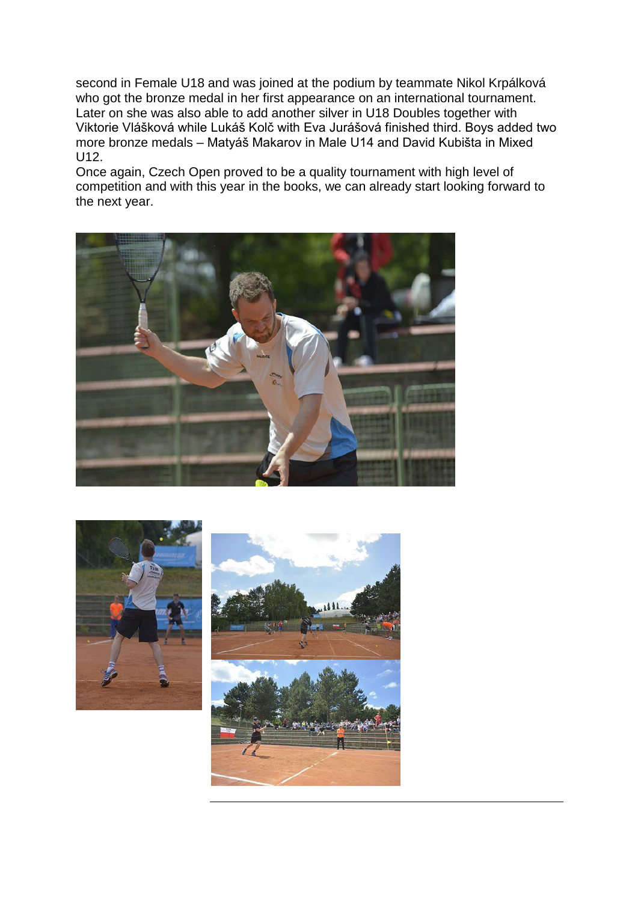second in Female U18 and was joined at the podium by teammate Nikol Krpálková who got the bronze medal in her first appearance on an international tournament. Later on she was also able to add another silver in U18 Doubles together with Viktorie Vlášková while Lukáš Kolč with Eva Jurášová finished third. Boys added two more bronze medals – Matyáš Makarov in Male U14 and David Kubišta in Mixed U12.

Once again, Czech Open proved to be a quality tournament with high level of competition and with this year in the books, we can already start looking forward to the next year.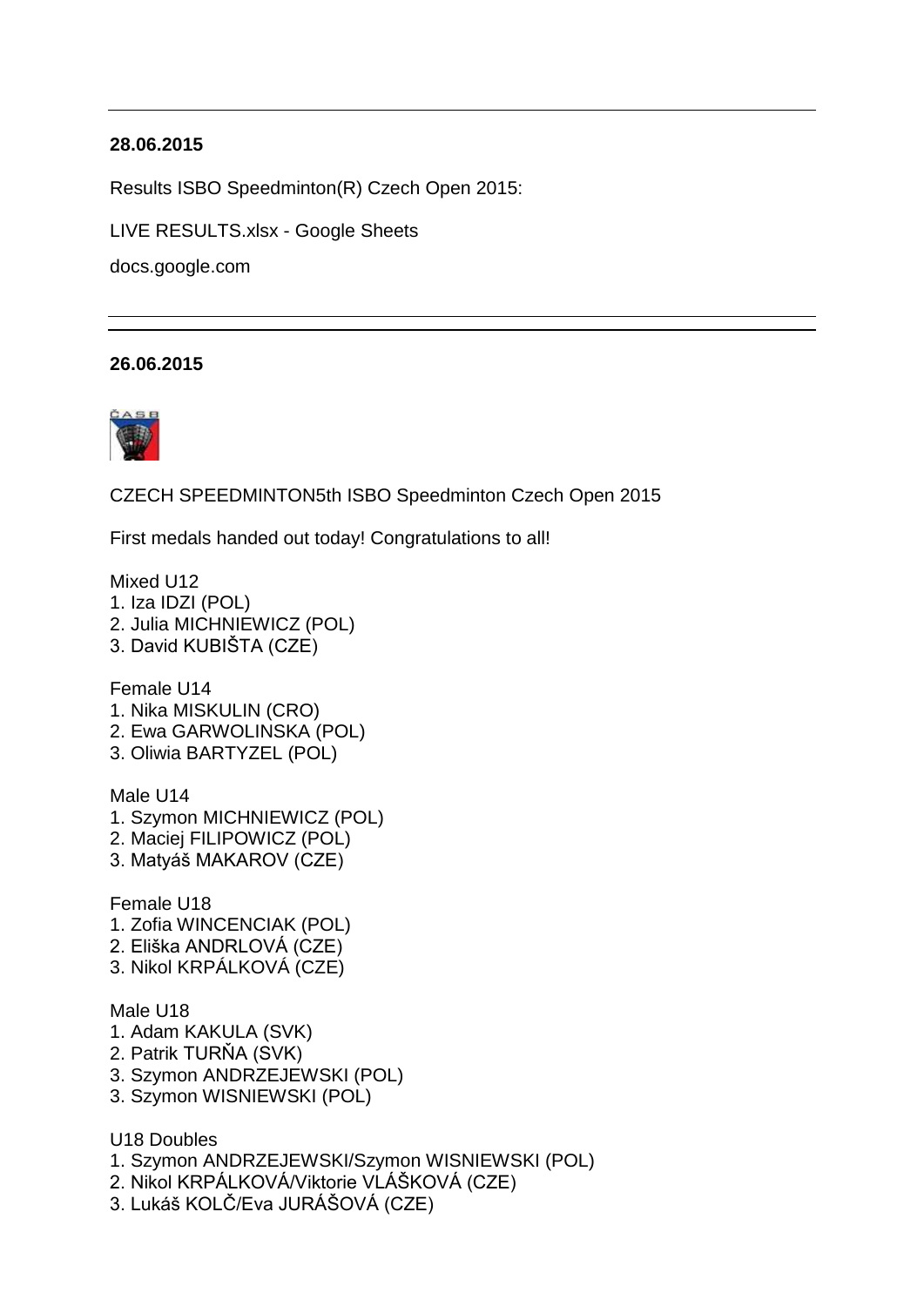---

**28.06.2015**

Results ISBO Speedminton(R) Czech Open 2015:

LIVE RESULTS.xlsx - Google Sheets

docs.google.com

---

**26.06.2015**

CZECH SPEEDMINTON5th ISBO Speedminton Czech Open 2015

First medals handed out today! Congratulations to all!

Mixed U12
1. Iza IDZI (POL)
2. Julia MICHNIEWICZ (POL)
3. David KUBIŠTA (CZE)

Female U14
1. Nika MISKULIN (CRO)
2. Ewa GARWOLINSKA (POL)
3. Oliwia BARTYZEL (POL)

Male U14
1. Szymon MICHNIEWICZ (POL)
2. Maciej FILIPOWICZ (POL)
3. Matyáš MAKAROV (CZE)

Female U18
1. Zofia WINCENCIAK (POL)
2. Eliška ANDRLOVÁ (CZE)
3. Nikol KRPÁLKOVÁ (CZE)

Male U18
1. Adam KAKULA (SVK)
2. Patrik TURŇA (SVK)
3. Szymon ANDRZEJEWSKI (POL)
3. Szymon WISNIEWSKI (POL)

U18 Doubles
1. Szymon ANDRZEJEWSKI/Szymon WISNIEWSKI (POL)
2. Nikol KRPÁLKOVÁ/Viktorie VLÁŠKOVÁ (CZE)
3. Lukáš KOLČ/Eva JURÁŠOVÁ (CZE)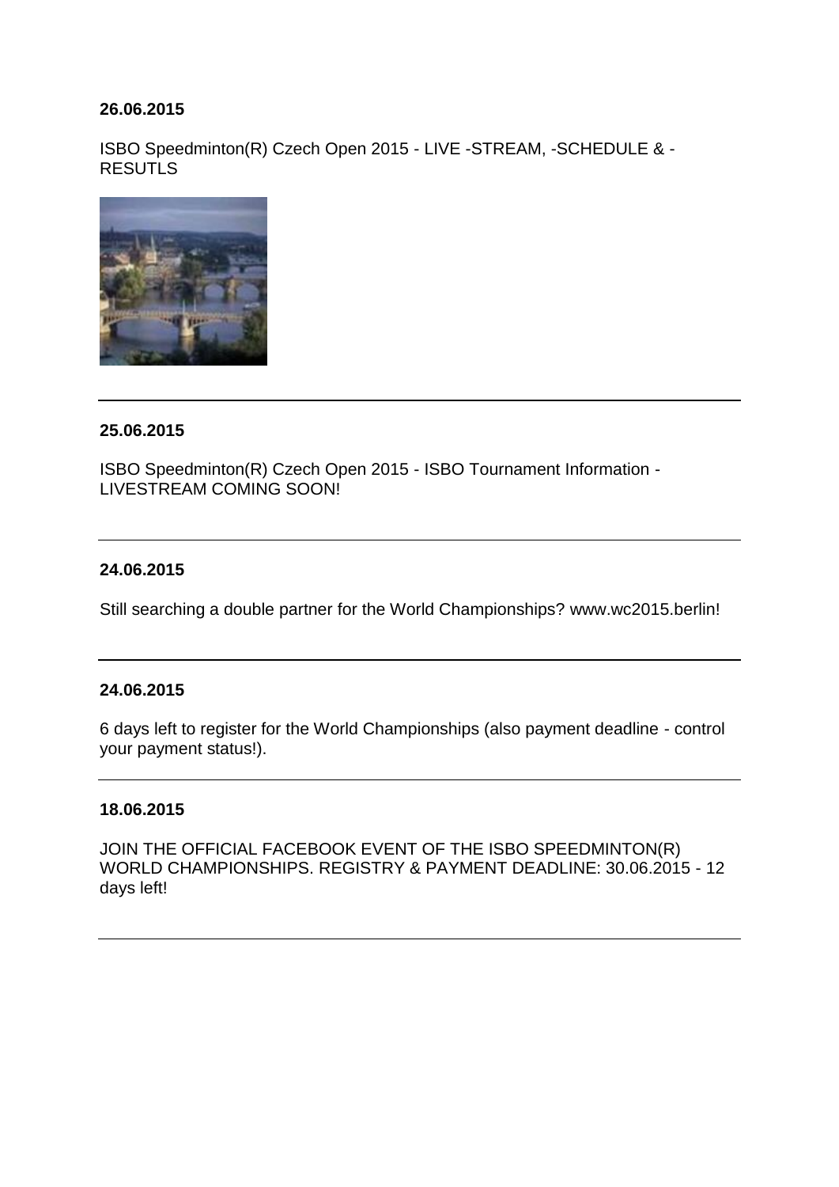**26.06.2015**

ISBO Speedminton(R) Czech Open 2015 - LIVE -STREAM, -SCHEDULE & -RESUTLS

---

**25.06.2015**

ISBO Speedminton(R) Czech Open 2015 - ISBO Tournament Information - LIVESTREAM COMING SOON!

---

**24.06.2015**

Still searching a double partner for the World Championships? www.wc2015.berlin!

---

**24.06.2015**

6 days left to register for the World Championships (also payment deadline - control your payment status!).

---

**18.06.2015**

JOIN THE OFFICIAL FACEBOOK EVENT OF THE ISBO SPEEDMINTON(R) WORLD CHAMPIONSHIPS. REGISTRY & PAYMENT DEADLINE: 30.06.2015 - 12 days left!

---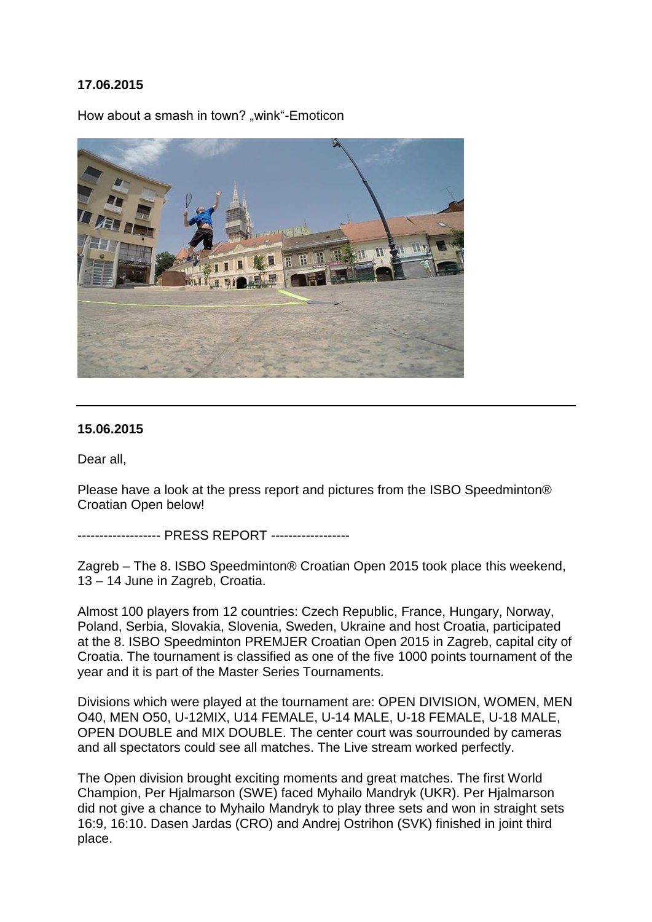**17.06.2015**

How about a smash in town? „wink"-Emoticon

---

**15.06.2015**

Dear all,

Please have a look at the press report and pictures from the ISBO Speedminton® Croatian Open below!

------------------- PRESS REPORT ------------------

Zagreb – The 8. ISBO Speedminton® Croatian Open 2015 took place this weekend, 13 – 14 June in Zagreb, Croatia.

Almost 100 players from 12 countries: Czech Republic, France, Hungary, Norway, Poland, Serbia, Slovakia, Slovenia, Sweden, Ukraine and host Croatia, participated at the 8. ISBO Speedminton PREMJER Croatian Open 2015 in Zagreb, capital city of Croatia. The tournament is classified as one of the five 1000 points tournament of the year and it is part of the Master Series Tournaments.

Divisions which were played at the tournament are: OPEN DIVISION, WOMEN, MEN O40, MEN O50, U-12MIX, U14 FEMALE, U-14 MALE, U-18 FEMALE, U-18 MALE, OPEN DOUBLE and MIX DOUBLE. The center court was sourrounded by cameras and all spectators could see all matches. The Live stream worked perfectly.

The Open division brought exciting moments and great matches. The first World Champion, Per Hjalmarson (SWE) faced Myhailo Mandryk (UKR). Per Hjalmarson did not give a chance to Myhailo Mandryk to play three sets and won in straight sets 16:9, 16:10. Dasen Jardas (CRO) and Andrej Ostrihon (SVK) finished in joint third place.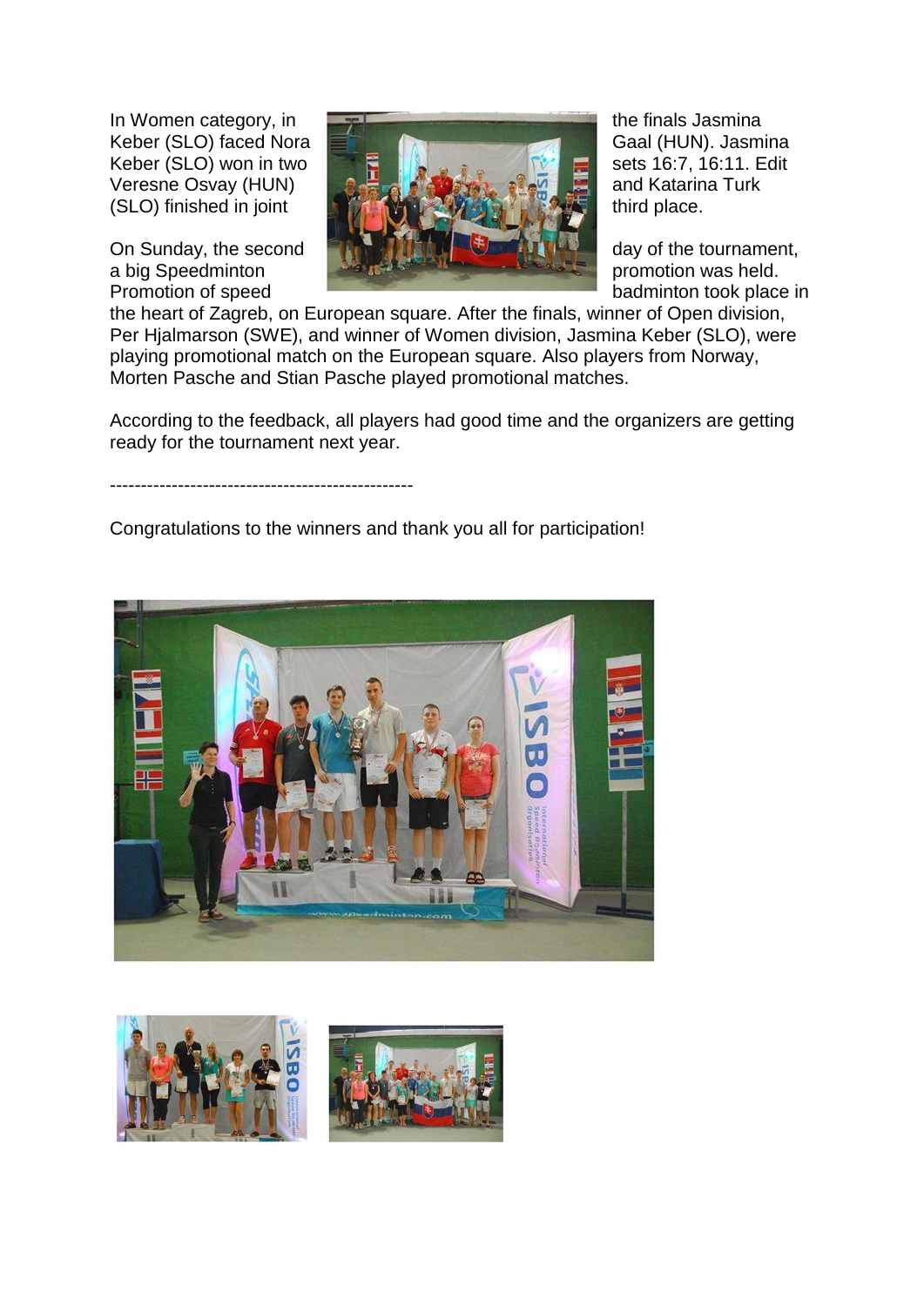In Women category, in the finals Jasmina Keber (SLO) faced Nora Gaal (HUN). Jasmina Keber (SLO) won in two sets 16:7, 16:11. Edit Veresne Osvay (HUN) and Katarina Turk (SLO) finished in joint third place.

On Sunday, the second day of the tournament, a big Speedminton promotion was held. Promotion of speed badminton took place in the heart of Zagreb, on European square. After the finals, winner of Open division, Per Hjalmarson (SWE), and winner of Women division, Jasmina Keber (SLO), were playing promotional match on the European square. Also players from Norway, Morten Pasche and Stian Pasche played promotional matches.

According to the feedback, all players had good time and the organizers are getting ready for the tournament next year.

------------------------------------------------

Congratulations to the winners and thank you all for participation!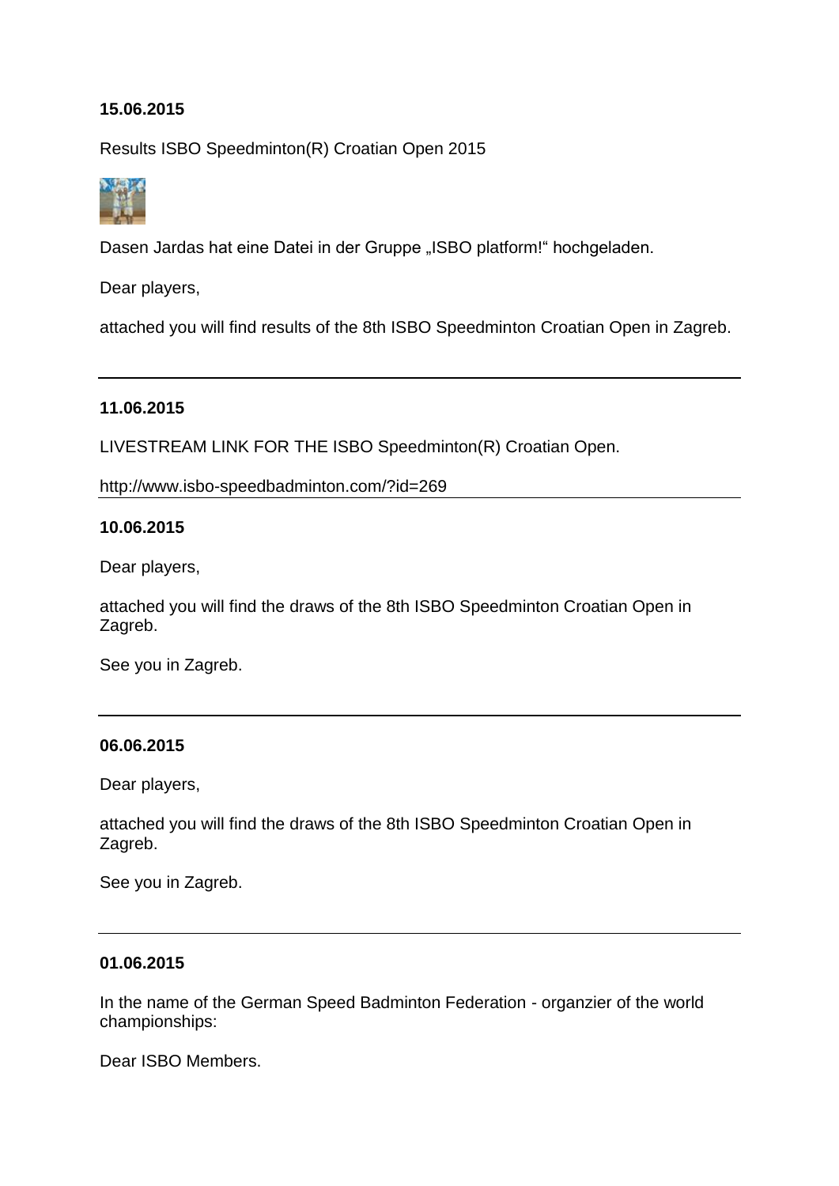**15.06.2015**

Results ISBO Speedminton(R) Croatian Open 2015

Dasen Jardas hat eine Datei in der Gruppe „ISBO platform!“ hochgeladen.

Dear players,

attached you will find results of the 8th ISBO Speedminton Croatian Open in Zagreb.

---

**11.06.2015**

LIVESTREAM LINK FOR THE ISBO Speedminton(R) Croatian Open.

http://www.isbo-speedbadminton.com/?id=269

---

**10.06.2015**

Dear players,

attached you will find the draws of the 8th ISBO Speedminton Croatian Open in Zagreb.

See you in Zagreb.

---

**06.06.2015**

Dear players,

attached you will find the draws of the 8th ISBO Speedminton Croatian Open in Zagreb.

See you in Zagreb.

---

**01.06.2015**

In the name of the German Speed Badminton Federation - organzier of the world championships:

Dear ISBO Members.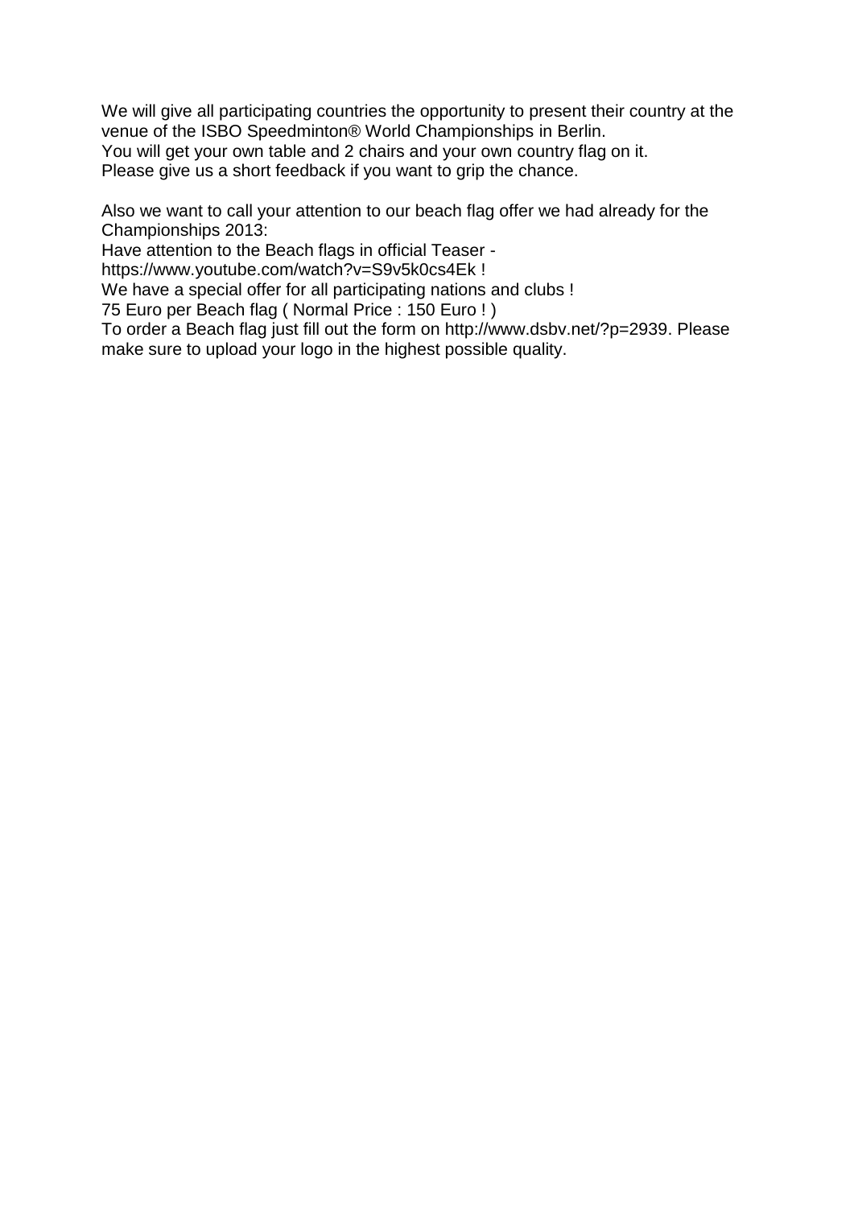We will give all participating countries the opportunity to present their country at the venue of the ISBO Speedminton® World Championships in Berlin.
You will get your own table and 2 chairs and your own country flag on it.
Please give us a short feedback if you want to grip the chance.

Also we want to call your attention to our beach flag offer we had already for the Championships 2013:
Have attention to the Beach flags in official Teaser - https://www.youtube.com/watch?v=S9v5k0cs4Ek !
We have a special offer for all participating nations and clubs !
75 Euro per Beach flag ( Normal Price : 150 Euro ! )
To order a Beach flag just fill out the form on http://www.dsbv.net/?p=2939. Please make sure to upload your logo in the highest possible quality.